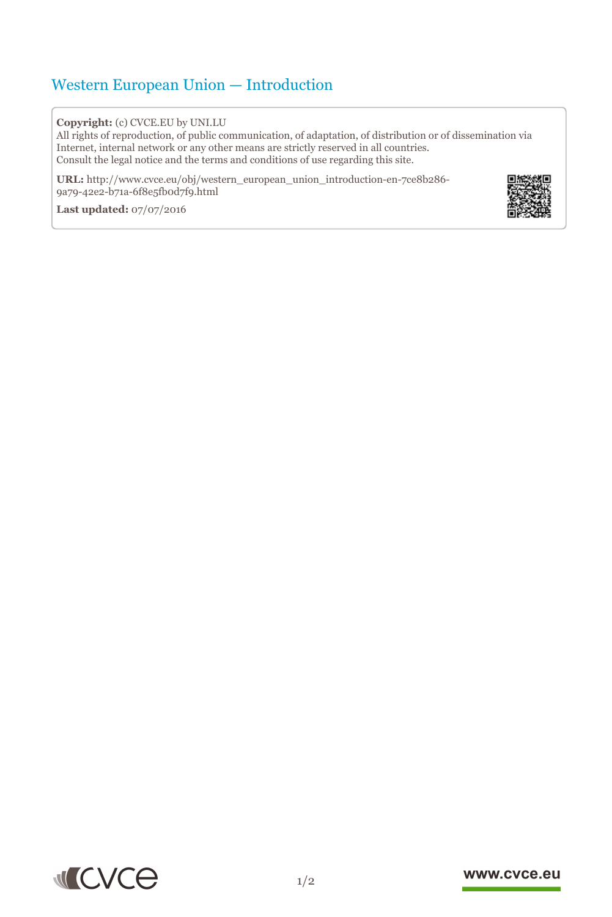# Western European Union — Introduction

**Copyright:** (c) CVCE.EU by UNI.LU
All rights of reproduction, of public communication, of adaptation, of distribution or of dissemination via Internet, internal network or any other means are strictly reserved in all countries.
Consult the legal notice and the terms and conditions of use regarding this site.

**URL:** http://www.cvce.eu/obj/western_european_union_introduction-en-7ce8b286-9a79-42e2-b71a-6f8e5fb0d7f9.html

**Last updated:** 07/07/2016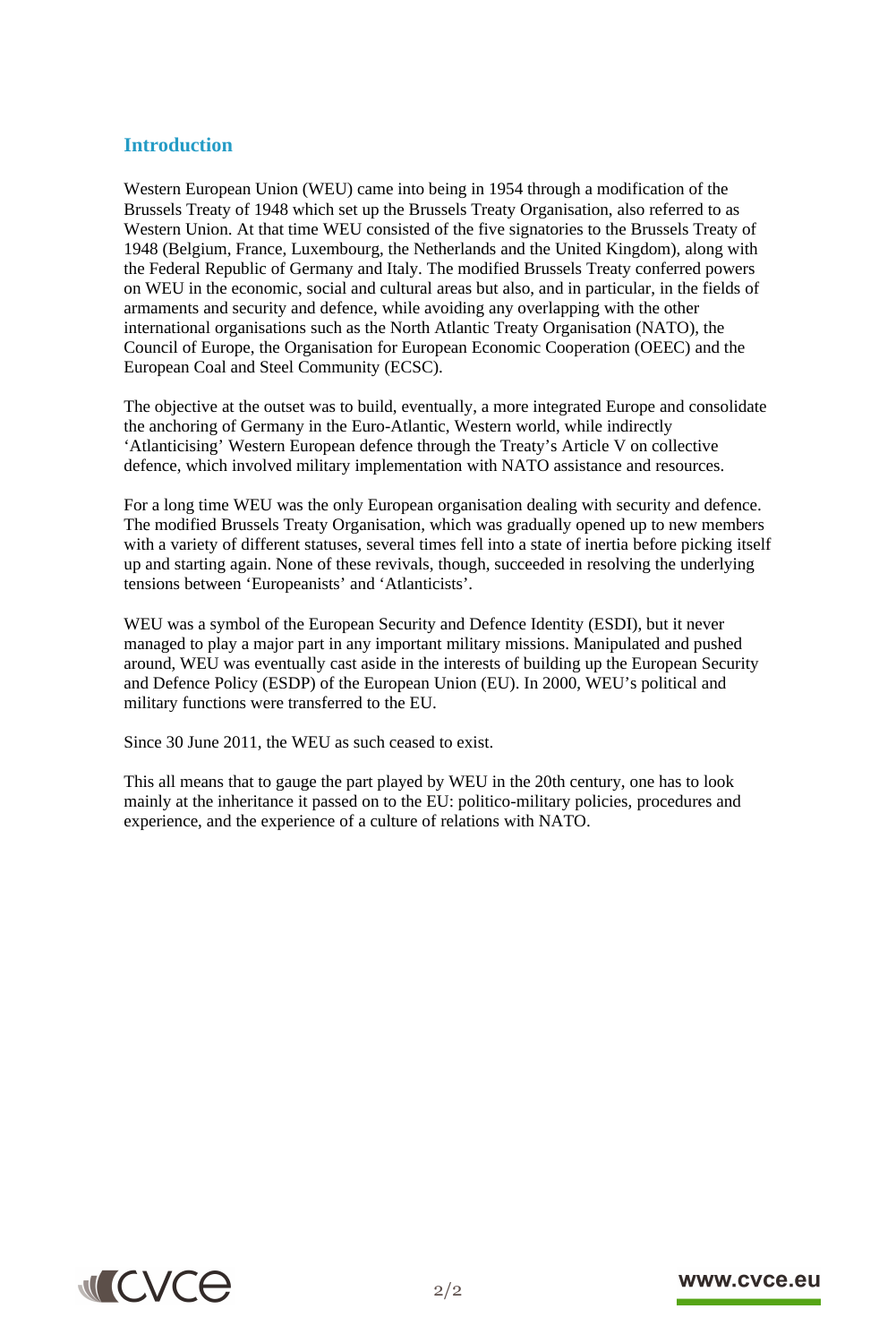## Introduction

Western European Union (WEU) came into being in 1954 through a modification of the Brussels Treaty of 1948 which set up the Brussels Treaty Organisation, also referred to as Western Union. At that time WEU consisted of the five signatories to the Brussels Treaty of 1948 (Belgium, France, Luxembourg, the Netherlands and the United Kingdom), along with the Federal Republic of Germany and Italy. The modified Brussels Treaty conferred powers on WEU in the economic, social and cultural areas but also, and in particular, in the fields of armaments and security and defence, while avoiding any overlapping with the other international organisations such as the North Atlantic Treaty Organisation (NATO), the Council of Europe, the Organisation for European Economic Cooperation (OEEC) and the European Coal and Steel Community (ECSC).

The objective at the outset was to build, eventually, a more integrated Europe and consolidate the anchoring of Germany in the Euro-Atlantic, Western world, while indirectly 'Atlanticising' Western European defence through the Treaty's Article V on collective defence, which involved military implementation with NATO assistance and resources.

For a long time WEU was the only European organisation dealing with security and defence. The modified Brussels Treaty Organisation, which was gradually opened up to new members with a variety of different statuses, several times fell into a state of inertia before picking itself up and starting again. None of these revivals, though, succeeded in resolving the underlying tensions between 'Europeanists' and 'Atlanticists'.

WEU was a symbol of the European Security and Defence Identity (ESDI), but it never managed to play a major part in any important military missions. Manipulated and pushed around, WEU was eventually cast aside in the interests of building up the European Security and Defence Policy (ESDP) of the European Union (EU). In 2000, WEU's political and military functions were transferred to the EU.

Since 30 June 2011, the WEU as such ceased to exist.

This all means that to gauge the part played by WEU in the 20th century, one has to look mainly at the inheritance it passed on to the EU: politico-military policies, procedures and experience, and the experience of a culture of relations with NATO.